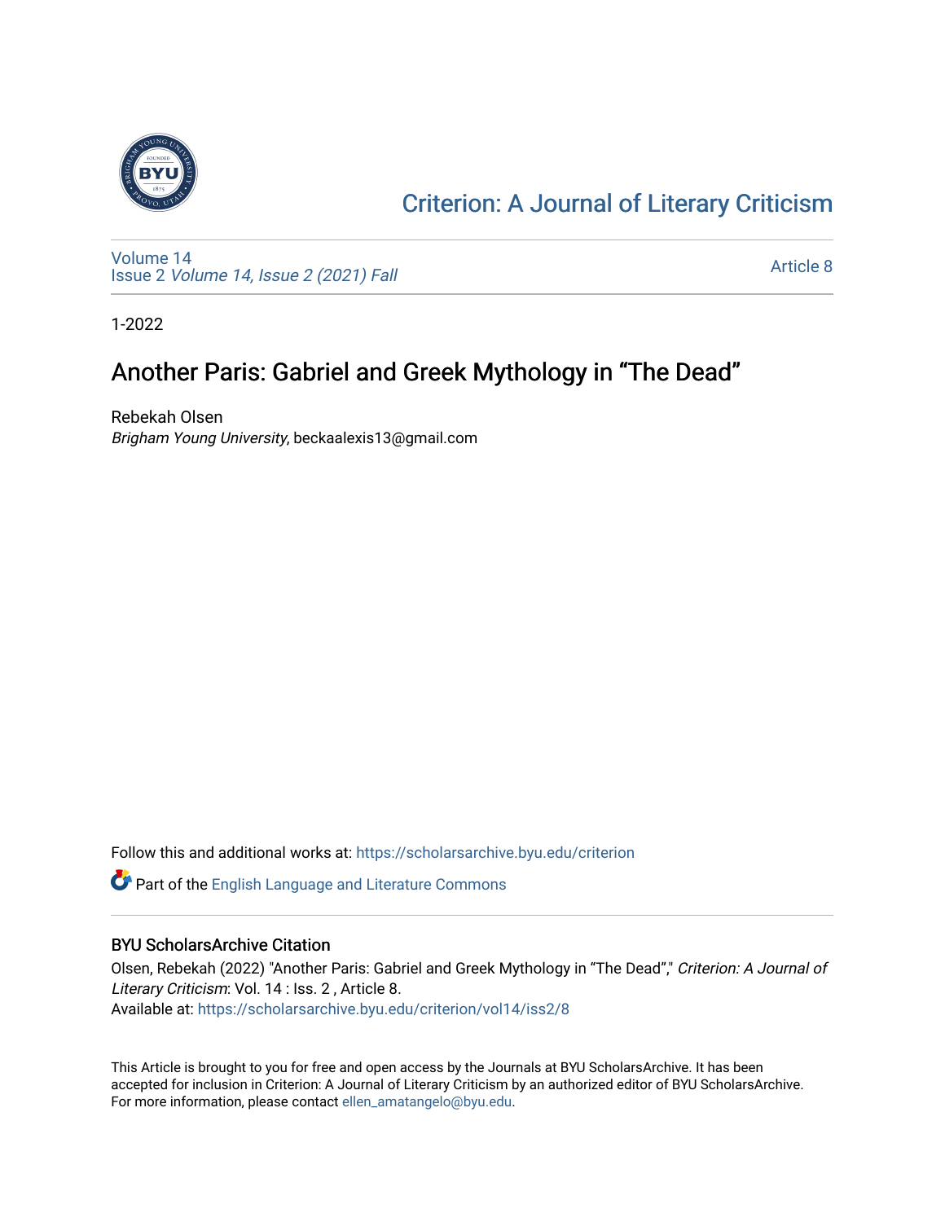# Criterion: A Journal of Literary Criticism

Volume 14
Issue 2 *Volume 14, Issue 2 (2021) Fall*

Article 8

1-2022

## Another Paris: Gabriel and Greek Mythology in "The Dead"

Rebekah Olsen
*Brigham Young University*, beckaalexis13@gmail.com

Follow this and additional works at: https://scholarsarchive.byu.edu/criterion

Part of the English Language and Literature Commons

### BYU ScholarsArchive Citation

Olsen, Rebekah (2022) "Another Paris: Gabriel and Greek Mythology in "The Dead"," *Criterion: A Journal of Literary Criticism*: Vol. 14 : Iss. 2 , Article 8.
Available at: https://scholarsarchive.byu.edu/criterion/vol14/iss2/8

This Article is brought to you for free and open access by the Journals at BYU ScholarsArchive. It has been accepted for inclusion in Criterion: A Journal of Literary Criticism by an authorized editor of BYU ScholarsArchive. For more information, please contact ellen_amatangelo@byu.edu.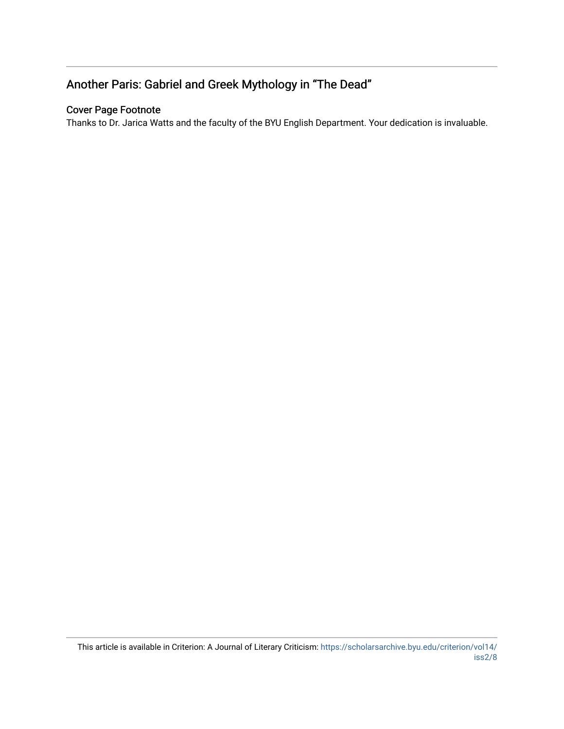## Another Paris: Gabriel and Greek Mythology in "The Dead"

### Cover Page Footnote

Thanks to Dr. Jarica Watts and the faculty of the BYU English Department. Your dedication is invaluable.

This article is available in Criterion: A Journal of Literary Criticism: https://scholarsarchive.byu.edu/criterion/vol14/iss2/8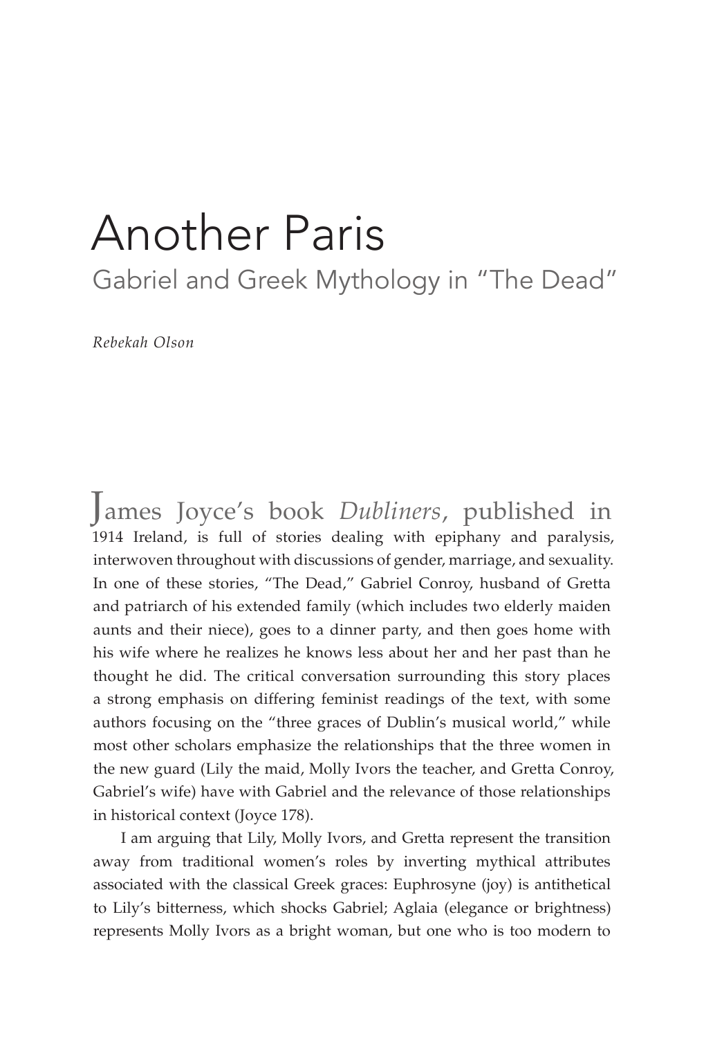# Another Paris

## Gabriel and Greek Mythology in "The Dead"

*Rebekah Olson*

James Joyce's book *Dubliners*, published in 1914 Ireland, is full of stories dealing with epiphany and paralysis, interwoven throughout with discussions of gender, marriage, and sexuality. In one of these stories, "The Dead," Gabriel Conroy, husband of Gretta and patriarch of his extended family (which includes two elderly maiden aunts and their niece), goes to a dinner party, and then goes home with his wife where he realizes he knows less about her and her past than he thought he did. The critical conversation surrounding this story places a strong emphasis on differing feminist readings of the text, with some authors focusing on the "three graces of Dublin's musical world," while most other scholars emphasize the relationships that the three women in the new guard (Lily the maid, Molly Ivors the teacher, and Gretta Conroy, Gabriel's wife) have with Gabriel and the relevance of those relationships in historical context (Joyce 178).

I am arguing that Lily, Molly Ivors, and Gretta represent the transition away from traditional women's roles by inverting mythical attributes associated with the classical Greek graces: Euphrosyne (joy) is antithetical to Lily's bitterness, which shocks Gabriel; Aglaia (elegance or brightness) represents Molly Ivors as a bright woman, but one who is too modern to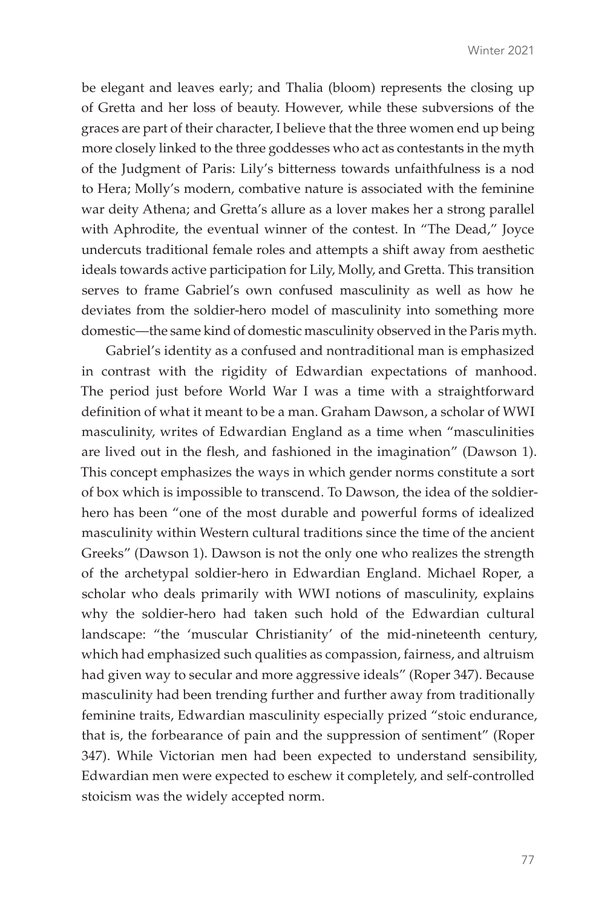be elegant and leaves early; and Thalia (bloom) represents the closing up of Gretta and her loss of beauty. However, while these subversions of the graces are part of their character, I believe that the three women end up being more closely linked to the three goddesses who act as contestants in the myth of the Judgment of Paris: Lily's bitterness towards unfaithfulness is a nod to Hera; Molly's modern, combative nature is associated with the feminine war deity Athena; and Gretta's allure as a lover makes her a strong parallel with Aphrodite, the eventual winner of the contest. In "The Dead," Joyce undercuts traditional female roles and attempts a shift away from aesthetic ideals towards active participation for Lily, Molly, and Gretta. This transition serves to frame Gabriel's own confused masculinity as well as how he deviates from the soldier-hero model of masculinity into something more domestic—the same kind of domestic masculinity observed in the Paris myth.

Gabriel's identity as a confused and nontraditional man is emphasized in contrast with the rigidity of Edwardian expectations of manhood. The period just before World War I was a time with a straightforward definition of what it meant to be a man. Graham Dawson, a scholar of WWI masculinity, writes of Edwardian England as a time when "masculinities are lived out in the flesh, and fashioned in the imagination" (Dawson 1). This concept emphasizes the ways in which gender norms constitute a sort of box which is impossible to transcend. To Dawson, the idea of the soldier-hero has been "one of the most durable and powerful forms of idealized masculinity within Western cultural traditions since the time of the ancient Greeks" (Dawson 1). Dawson is not the only one who realizes the strength of the archetypal soldier-hero in Edwardian England. Michael Roper, a scholar who deals primarily with WWI notions of masculinity, explains why the soldier-hero had taken such hold of the Edwardian cultural landscape: "the 'muscular Christianity' of the mid-nineteenth century, which had emphasized such qualities as compassion, fairness, and altruism had given way to secular and more aggressive ideals" (Roper 347). Because masculinity had been trending further and further away from traditionally feminine traits, Edwardian masculinity especially prized "stoic endurance, that is, the forbearance of pain and the suppression of sentiment" (Roper 347). While Victorian men had been expected to understand sensibility, Edwardian men were expected to eschew it completely, and self-controlled stoicism was the widely accepted norm.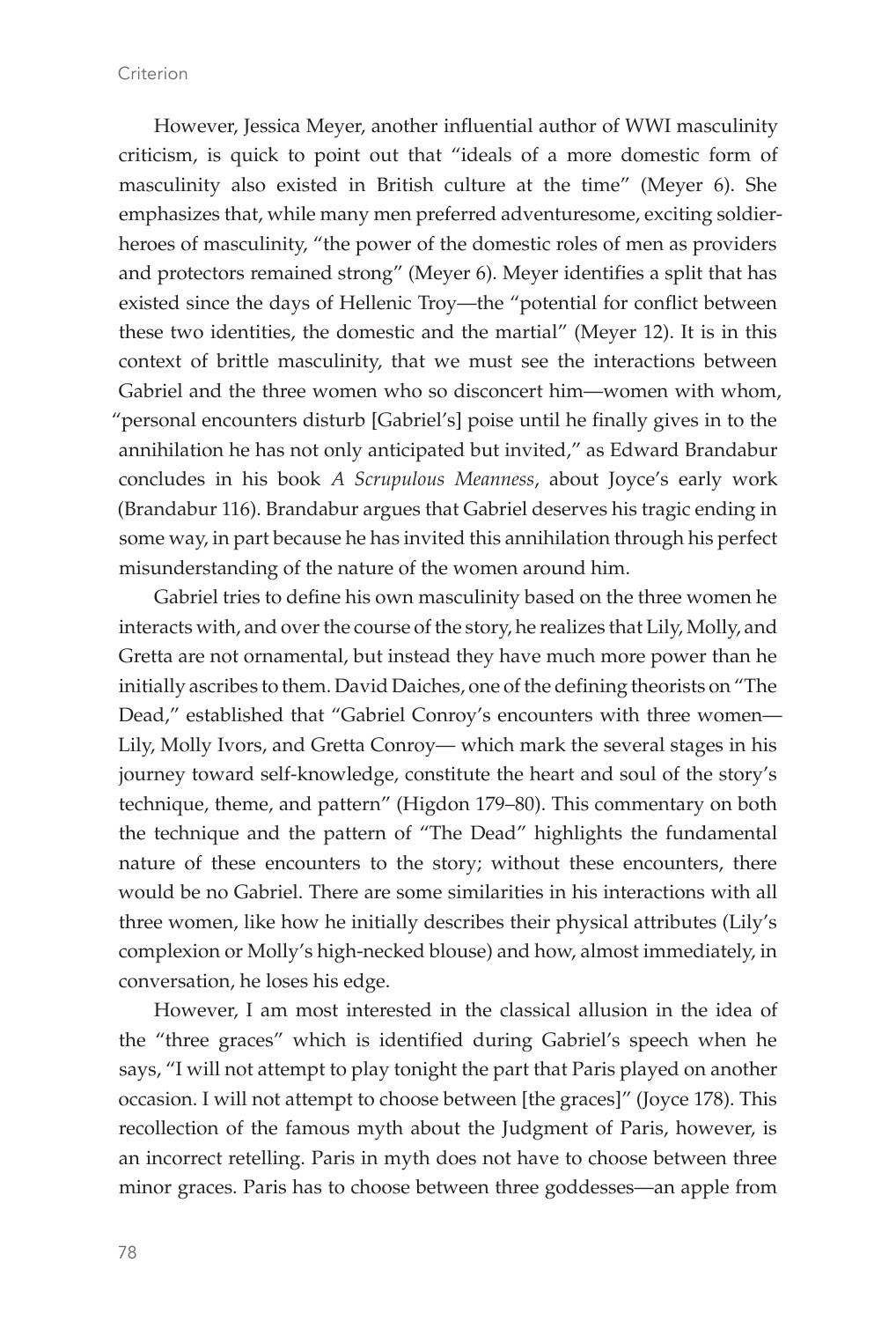However, Jessica Meyer, another influential author of WWI masculinity criticism, is quick to point out that "ideals of a more domestic form of masculinity also existed in British culture at the time" (Meyer 6). She emphasizes that, while many men preferred adventuresome, exciting soldier-heroes of masculinity, "the power of the domestic roles of men as providers and protectors remained strong" (Meyer 6). Meyer identifies a split that has existed since the days of Hellenic Troy—the "potential for conflict between these two identities, the domestic and the martial" (Meyer 12). It is in this context of brittle masculinity, that we must see the interactions between Gabriel and the three women who so disconcert him—women with whom, "personal encounters disturb [Gabriel's] poise until he finally gives in to the annihilation he has not only anticipated but invited," as Edward Brandabur concludes in his book *A Scrupulous Meanness*, about Joyce's early work (Brandabur 116). Brandabur argues that Gabriel deserves his tragic ending in some way, in part because he has invited this annihilation through his perfect misunderstanding of the nature of the women around him.

Gabriel tries to define his own masculinity based on the three women he interacts with, and over the course of the story, he realizes that Lily, Molly, and Gretta are not ornamental, but instead they have much more power than he initially ascribes to them. David Daiches, one of the defining theorists on "The Dead," established that "Gabriel Conroy's encounters with three women—Lily, Molly Ivors, and Gretta Conroy— which mark the several stages in his journey toward self-knowledge, constitute the heart and soul of the story's technique, theme, and pattern" (Higdon 179–80). This commentary on both the technique and the pattern of "The Dead" highlights the fundamental nature of these encounters to the story; without these encounters, there would be no Gabriel. There are some similarities in his interactions with all three women, like how he initially describes their physical attributes (Lily's complexion or Molly's high-necked blouse) and how, almost immediately, in conversation, he loses his edge.

However, I am most interested in the classical allusion in the idea of the "three graces" which is identified during Gabriel's speech when he says, "I will not attempt to play tonight the part that Paris played on another occasion. I will not attempt to choose between [the graces]" (Joyce 178). This recollection of the famous myth about the Judgment of Paris, however, is an incorrect retelling. Paris in myth does not have to choose between three minor graces. Paris has to choose between three goddesses—an apple from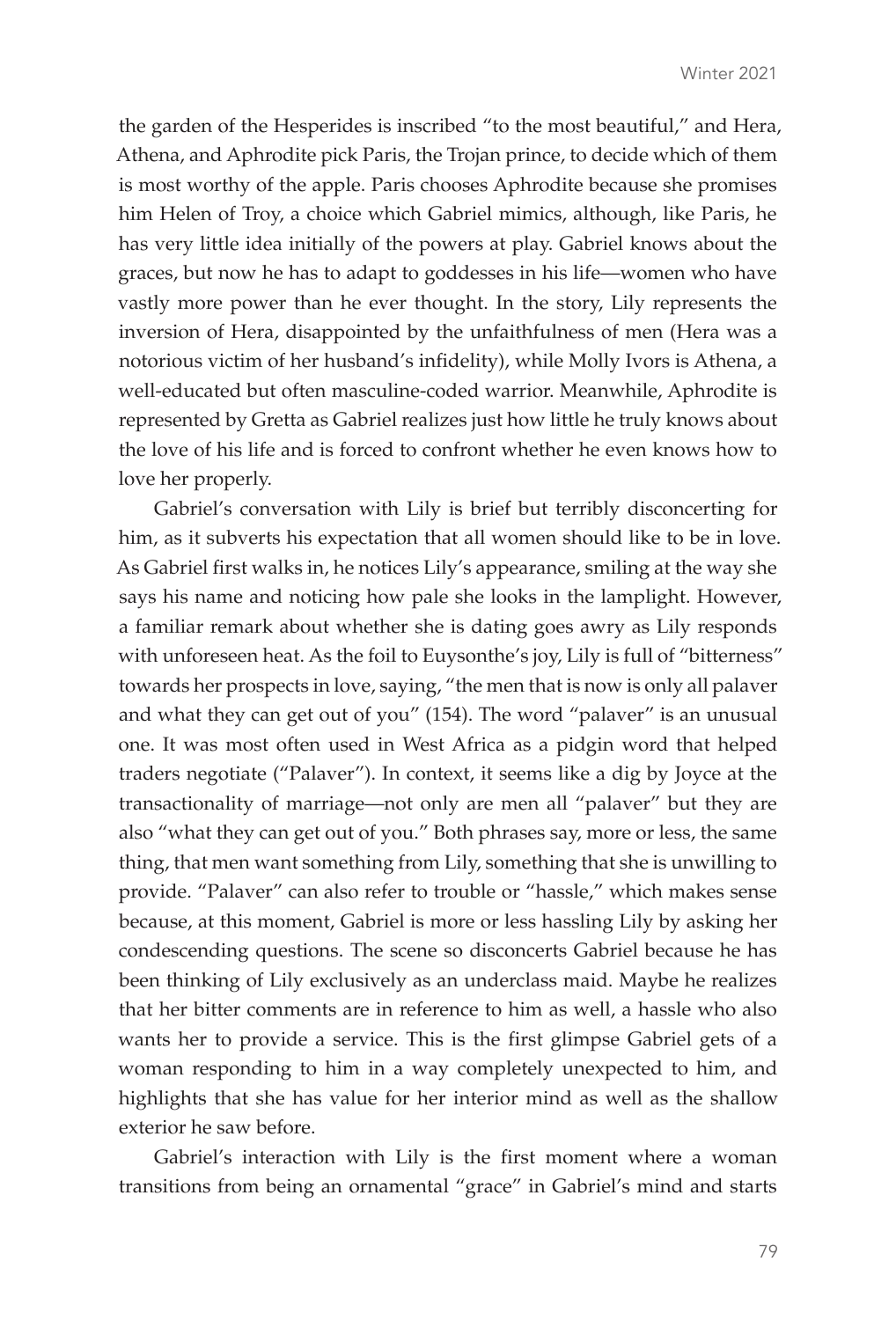the garden of the Hesperides is inscribed "to the most beautiful," and Hera, Athena, and Aphrodite pick Paris, the Trojan prince, to decide which of them is most worthy of the apple. Paris chooses Aphrodite because she promises him Helen of Troy, a choice which Gabriel mimics, although, like Paris, he has very little idea initially of the powers at play. Gabriel knows about the graces, but now he has to adapt to goddesses in his life—women who have vastly more power than he ever thought. In the story, Lily represents the inversion of Hera, disappointed by the unfaithfulness of men (Hera was a notorious victim of her husband's infidelity), while Molly Ivors is Athena, a well-educated but often masculine-coded warrior. Meanwhile, Aphrodite is represented by Gretta as Gabriel realizes just how little he truly knows about the love of his life and is forced to confront whether he even knows how to love her properly.

Gabriel's conversation with Lily is brief but terribly disconcerting for him, as it subverts his expectation that all women should like to be in love. As Gabriel first walks in, he notices Lily's appearance, smiling at the way she says his name and noticing how pale she looks in the lamplight. However, a familiar remark about whether she is dating goes awry as Lily responds with unforeseen heat. As the foil to Euysonthe's joy, Lily is full of "bitterness" towards her prospects in love, saying, "the men that is now is only all palaver and what they can get out of you" (154). The word "palaver" is an unusual one. It was most often used in West Africa as a pidgin word that helped traders negotiate ("Palaver"). In context, it seems like a dig by Joyce at the transactionality of marriage—not only are men all "palaver" but they are also "what they can get out of you." Both phrases say, more or less, the same thing, that men want something from Lily, something that she is unwilling to provide. "Palaver" can also refer to trouble or "hassle," which makes sense because, at this moment, Gabriel is more or less hassling Lily by asking her condescending questions. The scene so disconcerts Gabriel because he has been thinking of Lily exclusively as an underclass maid. Maybe he realizes that her bitter comments are in reference to him as well, a hassle who also wants her to provide a service. This is the first glimpse Gabriel gets of a woman responding to him in a way completely unexpected to him, and highlights that she has value for her interior mind as well as the shallow exterior he saw before.

Gabriel's interaction with Lily is the first moment where a woman transitions from being an ornamental "grace" in Gabriel's mind and starts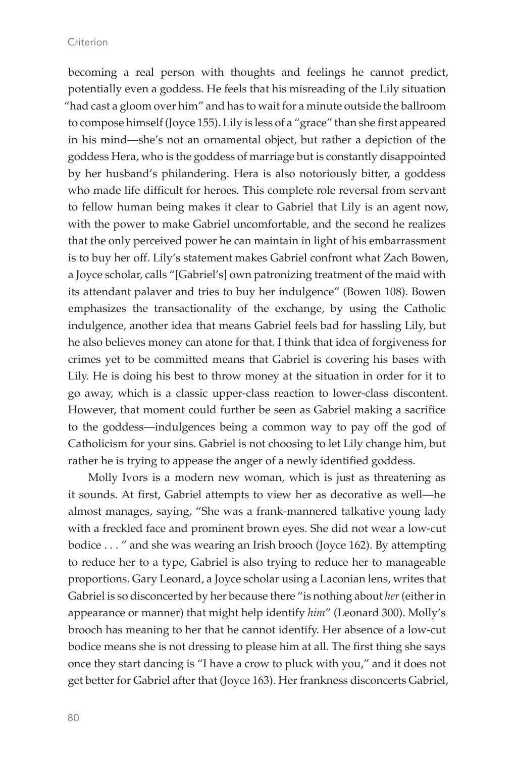becoming a real person with thoughts and feelings he cannot predict, potentially even a goddess. He feels that his misreading of the Lily situation "had cast a gloom over him" and has to wait for a minute outside the ballroom to compose himself (Joyce 155). Lily is less of a "grace" than she first appeared in his mind—she's not an ornamental object, but rather a depiction of the goddess Hera, who is the goddess of marriage but is constantly disappointed by her husband's philandering. Hera is also notoriously bitter, a goddess who made life difficult for heroes. This complete role reversal from servant to fellow human being makes it clear to Gabriel that Lily is an agent now, with the power to make Gabriel uncomfortable, and the second he realizes that the only perceived power he can maintain in light of his embarrassment is to buy her off. Lily's statement makes Gabriel confront what Zach Bowen, a Joyce scholar, calls "[Gabriel's] own patronizing treatment of the maid with its attendant palaver and tries to buy her indulgence" (Bowen 108). Bowen emphasizes the transactionality of the exchange, by using the Catholic indulgence, another idea that means Gabriel feels bad for hassling Lily, but he also believes money can atone for that. I think that idea of forgiveness for crimes yet to be committed means that Gabriel is covering his bases with Lily. He is doing his best to throw money at the situation in order for it to go away, which is a classic upper-class reaction to lower-class discontent. However, that moment could further be seen as Gabriel making a sacrifice to the goddess—indulgences being a common way to pay off the god of Catholicism for your sins. Gabriel is not choosing to let Lily change him, but rather he is trying to appease the anger of a newly identified goddess.

Molly Ivors is a modern new woman, which is just as threatening as it sounds. At first, Gabriel attempts to view her as decorative as well—he almost manages, saying, "She was a frank-mannered talkative young lady with a freckled face and prominent brown eyes. She did not wear a low-cut bodice . . . " and she was wearing an Irish brooch (Joyce 162). By attempting to reduce her to a type, Gabriel is also trying to reduce her to manageable proportions. Gary Leonard, a Joyce scholar using a Laconian lens, writes that Gabriel is so disconcerted by her because there "is nothing about *her* (either in appearance or manner) that might help identify *him*" (Leonard 300). Molly's brooch has meaning to her that he cannot identify. Her absence of a low-cut bodice means she is not dressing to please him at all. The first thing she says once they start dancing is "I have a crow to pluck with you," and it does not get better for Gabriel after that (Joyce 163). Her frankness disconcerts Gabriel,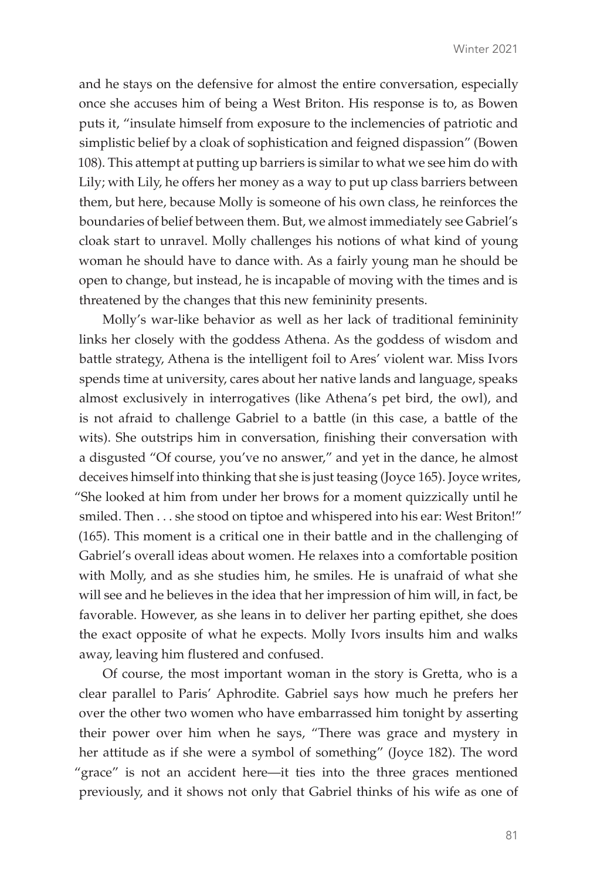and he stays on the defensive for almost the entire conversation, especially once she accuses him of being a West Briton. His response is to, as Bowen puts it, "insulate himself from exposure to the inclemencies of patriotic and simplistic belief by a cloak of sophistication and feigned dispassion" (Bowen 108). This attempt at putting up barriers is similar to what we see him do with Lily; with Lily, he offers her money as a way to put up class barriers between them, but here, because Molly is someone of his own class, he reinforces the boundaries of belief between them. But, we almost immediately see Gabriel's cloak start to unravel. Molly challenges his notions of what kind of young woman he should have to dance with. As a fairly young man he should be open to change, but instead, he is incapable of moving with the times and is threatened by the changes that this new femininity presents.

Molly's war-like behavior as well as her lack of traditional femininity links her closely with the goddess Athena. As the goddess of wisdom and battle strategy, Athena is the intelligent foil to Ares' violent war. Miss Ivors spends time at university, cares about her native lands and language, speaks almost exclusively in interrogatives (like Athena's pet bird, the owl), and is not afraid to challenge Gabriel to a battle (in this case, a battle of the wits). She outstrips him in conversation, finishing their conversation with a disgusted "Of course, you've no answer," and yet in the dance, he almost deceives himself into thinking that she is just teasing (Joyce 165). Joyce writes, "She looked at him from under her brows for a moment quizzically until he smiled. Then . . . she stood on tiptoe and whispered into his ear: West Briton!" (165). This moment is a critical one in their battle and in the challenging of Gabriel's overall ideas about women. He relaxes into a comfortable position with Molly, and as she studies him, he smiles. He is unafraid of what she will see and he believes in the idea that her impression of him will, in fact, be favorable. However, as she leans in to deliver her parting epithet, she does the exact opposite of what he expects. Molly Ivors insults him and walks away, leaving him flustered and confused.

Of course, the most important woman in the story is Gretta, who is a clear parallel to Paris' Aphrodite. Gabriel says how much he prefers her over the other two women who have embarrassed him tonight by asserting their power over him when he says, "There was grace and mystery in her attitude as if she were a symbol of something" (Joyce 182). The word "grace" is not an accident here—it ties into the three graces mentioned previously, and it shows not only that Gabriel thinks of his wife as one of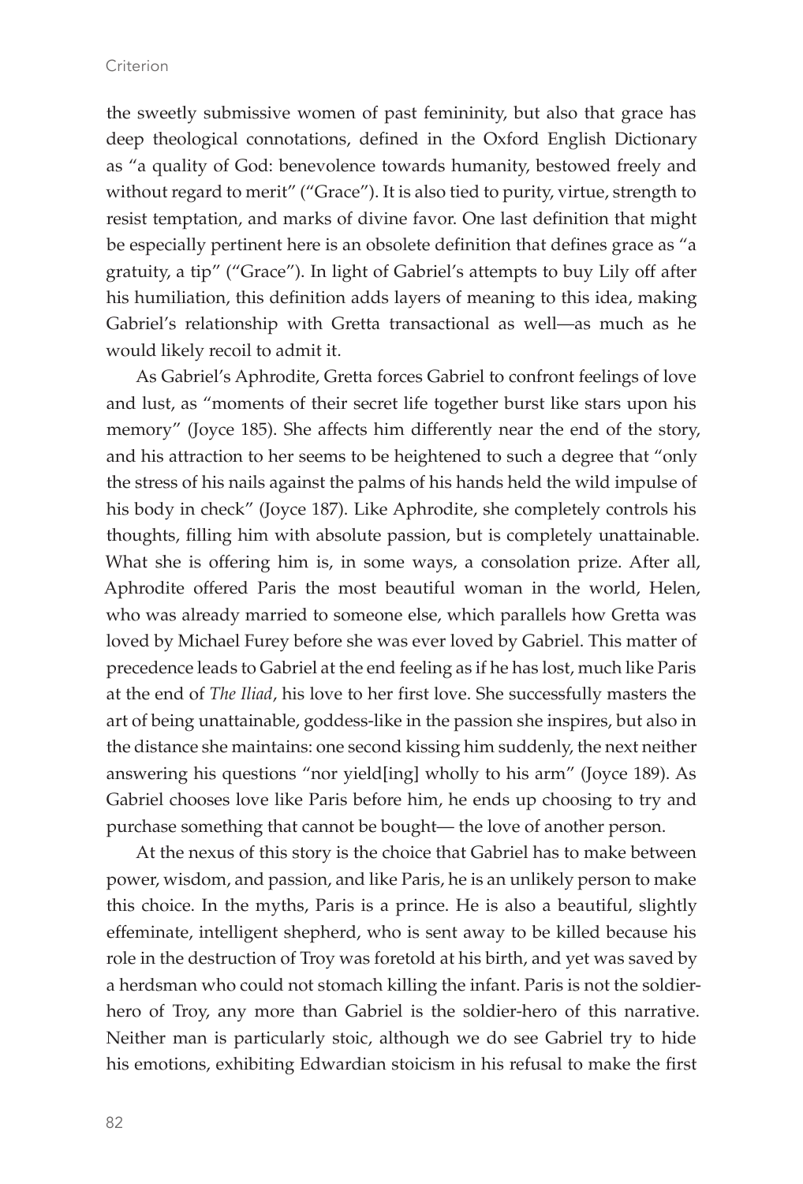the sweetly submissive women of past femininity, but also that grace has deep theological connotations, defined in the Oxford English Dictionary as "a quality of God: benevolence towards humanity, bestowed freely and without regard to merit" ("Grace"). It is also tied to purity, virtue, strength to resist temptation, and marks of divine favor. One last definition that might be especially pertinent here is an obsolete definition that defines grace as "a gratuity, a tip" ("Grace"). In light of Gabriel's attempts to buy Lily off after his humiliation, this definition adds layers of meaning to this idea, making Gabriel's relationship with Gretta transactional as well—as much as he would likely recoil to admit it.

As Gabriel's Aphrodite, Gretta forces Gabriel to confront feelings of love and lust, as "moments of their secret life together burst like stars upon his memory" (Joyce 185). She affects him differently near the end of the story, and his attraction to her seems to be heightened to such a degree that "only the stress of his nails against the palms of his hands held the wild impulse of his body in check" (Joyce 187). Like Aphrodite, she completely controls his thoughts, filling him with absolute passion, but is completely unattainable. What she is offering him is, in some ways, a consolation prize. After all, Aphrodite offered Paris the most beautiful woman in the world, Helen, who was already married to someone else, which parallels how Gretta was loved by Michael Furey before she was ever loved by Gabriel. This matter of precedence leads to Gabriel at the end feeling as if he has lost, much like Paris at the end of *The Iliad*, his love to her first love. She successfully masters the art of being unattainable, goddess-like in the passion she inspires, but also in the distance she maintains: one second kissing him suddenly, the next neither answering his questions "nor yield[ing] wholly to his arm" (Joyce 189). As Gabriel chooses love like Paris before him, he ends up choosing to try and purchase something that cannot be bought— the love of another person.

At the nexus of this story is the choice that Gabriel has to make between power, wisdom, and passion, and like Paris, he is an unlikely person to make this choice. In the myths, Paris is a prince. He is also a beautiful, slightly effeminate, intelligent shepherd, who is sent away to be killed because his role in the destruction of Troy was foretold at his birth, and yet was saved by a herdsman who could not stomach killing the infant. Paris is not the soldier-hero of Troy, any more than Gabriel is the soldier-hero of this narrative. Neither man is particularly stoic, although we do see Gabriel try to hide his emotions, exhibiting Edwardian stoicism in his refusal to make the first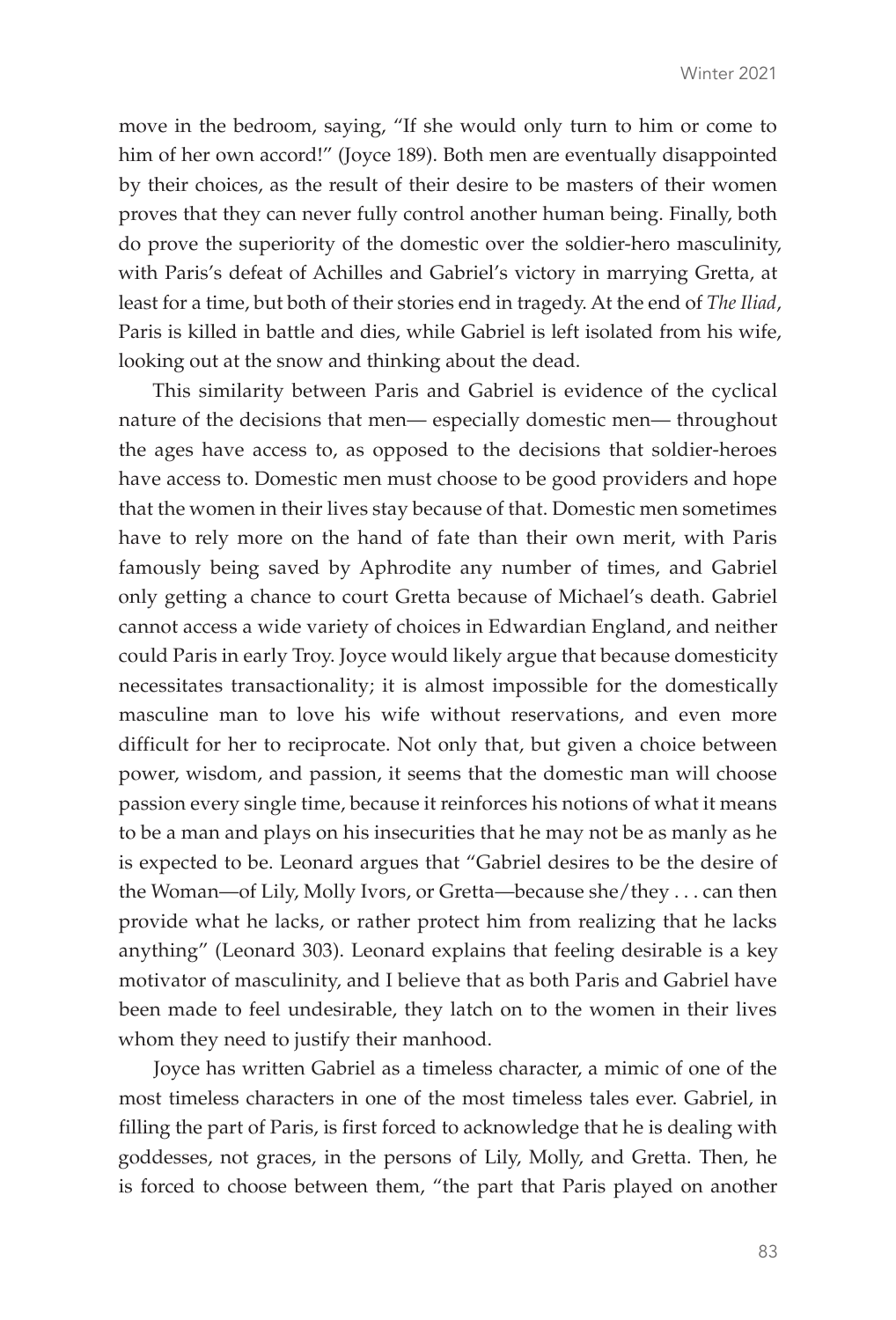move in the bedroom, saying, "If she would only turn to him or come to him of her own accord!" (Joyce 189). Both men are eventually disappointed by their choices, as the result of their desire to be masters of their women proves that they can never fully control another human being. Finally, both do prove the superiority of the domestic over the soldier-hero masculinity, with Paris's defeat of Achilles and Gabriel's victory in marrying Gretta, at least for a time, but both of their stories end in tragedy. At the end of *The Iliad*, Paris is killed in battle and dies, while Gabriel is left isolated from his wife, looking out at the snow and thinking about the dead.

This similarity between Paris and Gabriel is evidence of the cyclical nature of the decisions that men— especially domestic men— throughout the ages have access to, as opposed to the decisions that soldier-heroes have access to. Domestic men must choose to be good providers and hope that the women in their lives stay because of that. Domestic men sometimes have to rely more on the hand of fate than their own merit, with Paris famously being saved by Aphrodite any number of times, and Gabriel only getting a chance to court Gretta because of Michael's death. Gabriel cannot access a wide variety of choices in Edwardian England, and neither could Paris in early Troy. Joyce would likely argue that because domesticity necessitates transactionality; it is almost impossible for the domestically masculine man to love his wife without reservations, and even more difficult for her to reciprocate. Not only that, but given a choice between power, wisdom, and passion, it seems that the domestic man will choose passion every single time, because it reinforces his notions of what it means to be a man and plays on his insecurities that he may not be as manly as he is expected to be. Leonard argues that "Gabriel desires to be the desire of the Woman—of Lily, Molly Ivors, or Gretta—because she/they . . . can then provide what he lacks, or rather protect him from realizing that he lacks anything" (Leonard 303). Leonard explains that feeling desirable is a key motivator of masculinity, and I believe that as both Paris and Gabriel have been made to feel undesirable, they latch on to the women in their lives whom they need to justify their manhood.

Joyce has written Gabriel as a timeless character, a mimic of one of the most timeless characters in one of the most timeless tales ever. Gabriel, in filling the part of Paris, is first forced to acknowledge that he is dealing with goddesses, not graces, in the persons of Lily, Molly, and Gretta. Then, he is forced to choose between them, "the part that Paris played on another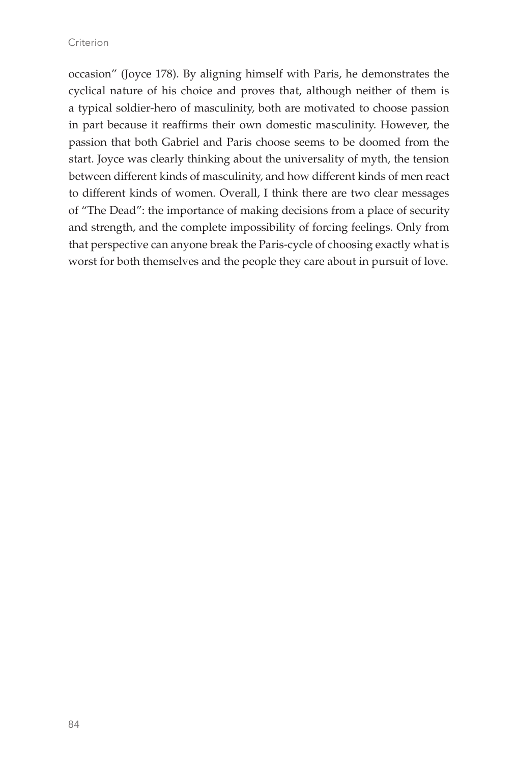occasion" (Joyce 178). By aligning himself with Paris, he demonstrates the cyclical nature of his choice and proves that, although neither of them is a typical soldier-hero of masculinity, both are motivated to choose passion in part because it reaffirms their own domestic masculinity. However, the passion that both Gabriel and Paris choose seems to be doomed from the start. Joyce was clearly thinking about the universality of myth, the tension between different kinds of masculinity, and how different kinds of men react to different kinds of women. Overall, I think there are two clear messages of "The Dead": the importance of making decisions from a place of security and strength, and the complete impossibility of forcing feelings. Only from that perspective can anyone break the Paris-cycle of choosing exactly what is worst for both themselves and the people they care about in pursuit of love.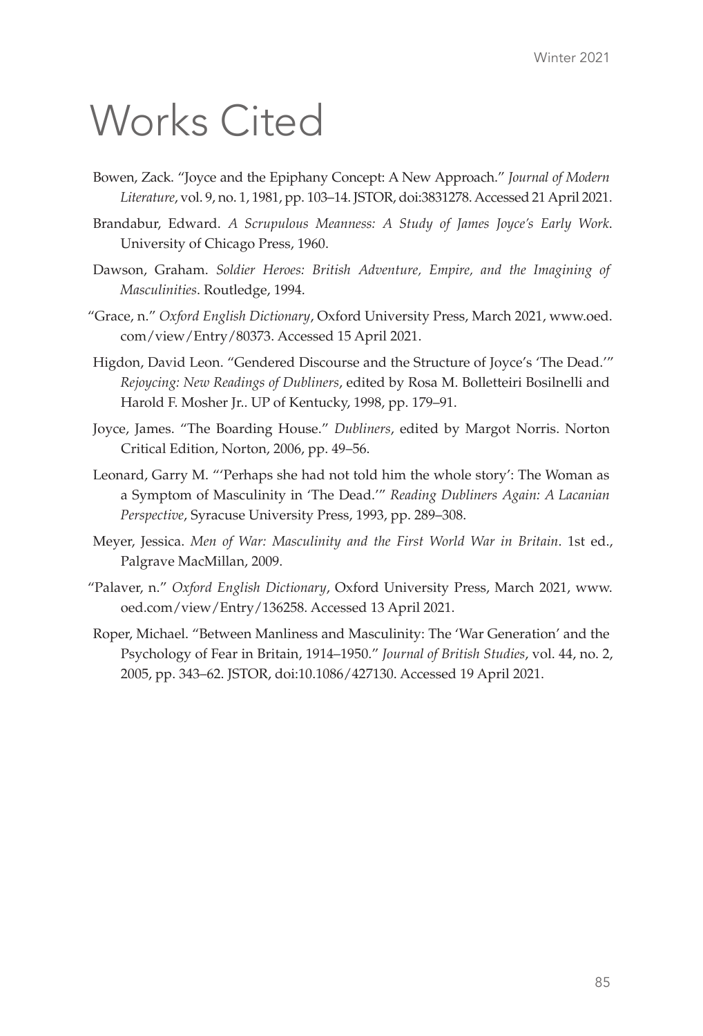# Works Cited

Bowen, Zack. "Joyce and the Epiphany Concept: A New Approach." *Journal of Modern Literature*, vol. 9, no. 1, 1981, pp. 103–14. JSTOR, doi:3831278. Accessed 21 April 2021.

Brandabur, Edward. *A Scrupulous Meanness: A Study of James Joyce's Early Work*. University of Chicago Press, 1960.

Dawson, Graham. *Soldier Heroes: British Adventure, Empire, and the Imagining of Masculinities*. Routledge, 1994.

"Grace, n." *Oxford English Dictionary*, Oxford University Press, March 2021, www.oed.com/view/Entry/80373. Accessed 15 April 2021.

Higdon, David Leon. "Gendered Discourse and the Structure of Joyce's 'The Dead.'" *Rejoycing: New Readings of Dubliners*, edited by Rosa M. Bolletteiri Bosilnelli and Harold F. Mosher Jr.. UP of Kentucky, 1998, pp. 179–91.

Joyce, James. "The Boarding House." *Dubliners*, edited by Margot Norris. Norton Critical Edition, Norton, 2006, pp. 49–56.

Leonard, Garry M. "'Perhaps she had not told him the whole story': The Woman as a Symptom of Masculinity in 'The Dead.'" *Reading Dubliners Again: A Lacanian Perspective*, Syracuse University Press, 1993, pp. 289–308.

Meyer, Jessica. *Men of War: Masculinity and the First World War in Britain*. 1st ed., Palgrave MacMillan, 2009.

"Palaver, n." *Oxford English Dictionary*, Oxford University Press, March 2021, www.oed.com/view/Entry/136258. Accessed 13 April 2021.

Roper, Michael. "Between Manliness and Masculinity: The 'War Generation' and the Psychology of Fear in Britain, 1914–1950." *Journal of British Studies*, vol. 44, no. 2, 2005, pp. 343–62. JSTOR, doi:10.1086/427130. Accessed 19 April 2021.